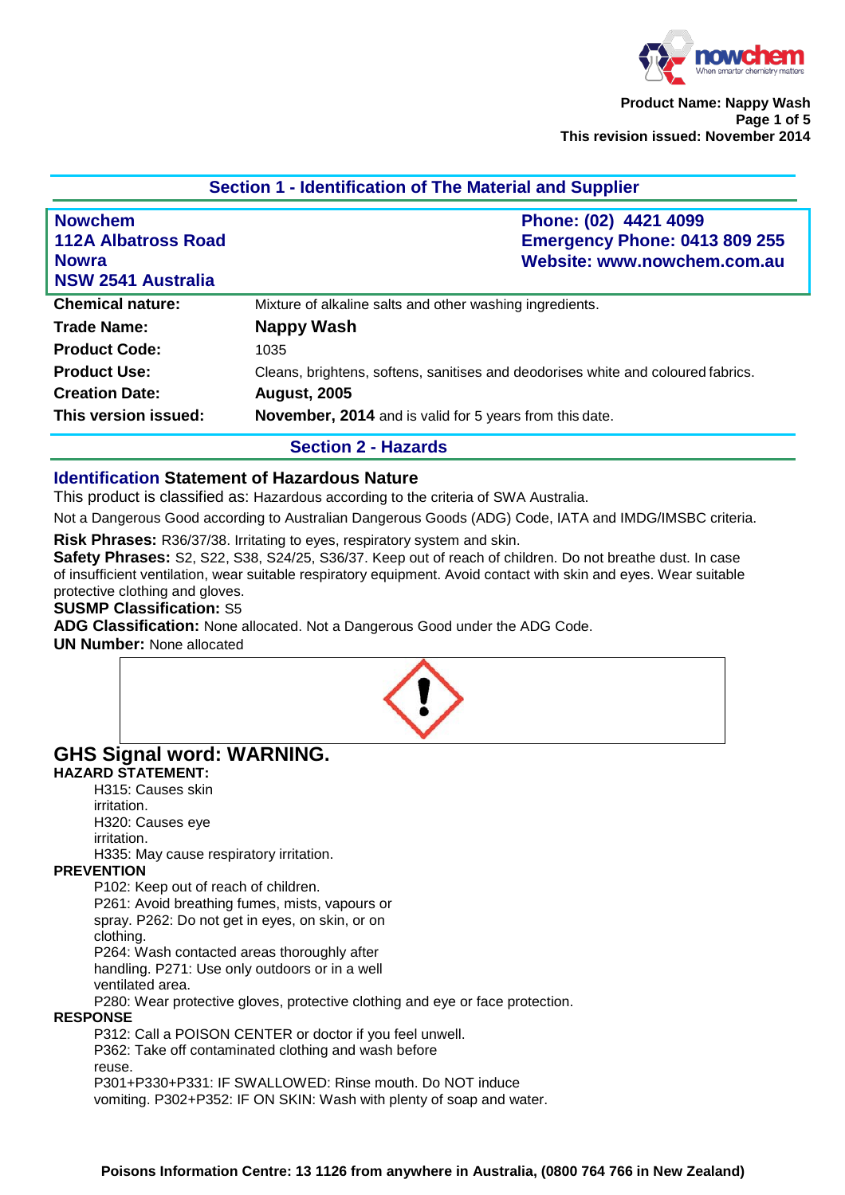**Product Name: Nappy Wash**
**This revision issued: November 2014**

## Section 1 - Identification of The Material and Supplier

| | |
|---|---|
| **Nowchem**<br>**112A Albatross Road**<br>**Nowra**<br>**NSW 2541 Australia** | **Phone: (02) 4421 4099**<br>**Emergency Phone: 0413 809 255**<br>**Website: www.nowchem.com.au** |
| **Chemical nature:** | Mixture of alkaline salts and other washing ingredients. |
| **Trade Name:** | **Nappy Wash** |
| **Product Code:** | 1035 |
| **Product Use:** | Cleans, brightens, softens, sanitises and deodorises white and coloured fabrics. |
| **Creation Date:** | **August, 2005** |
| **This version issued:** | **November, 2014** and is valid for 5 years from this date. |

## Section 2 - Hazards

### Identification Statement of Hazardous Nature

This product is classified as: Hazardous according to the criteria of SWA Australia.

Not a Dangerous Good according to Australian Dangerous Goods (ADG) Code, IATA and IMDG/IMSBC criteria.

**Risk Phrases:** R36/37/38. Irritating to eyes, respiratory system and skin.

**Safety Phrases:** S2, S22, S38, S24/25, S36/37. Keep out of reach of children. Do not breathe dust. In case of insufficient ventilation, wear suitable respiratory equipment. Avoid contact with skin and eyes. Wear suitable protective clothing and gloves.

**SUSMP Classification:** S5

**ADG Classification:** None allocated. Not a Dangerous Good under the ADG Code.

**UN Number:** None allocated

## GHS Signal word: WARNING.

**HAZARD STATEMENT:**

H315: Causes skin irritation.
H320: Causes eye irritation.
H335: May cause respiratory irritation.

**PREVENTION**

P102: Keep out of reach of children.
P261: Avoid breathing fumes, mists, vapours or spray. P262: Do not get in eyes, on skin, or on clothing.
P264: Wash contacted areas thoroughly after handling. P271: Use only outdoors or in a well ventilated area.
P280: Wear protective gloves, protective clothing and eye or face protection.

**RESPONSE**

P312: Call a POISON CENTER or doctor if you feel unwell.
P362: Take off contaminated clothing and wash before reuse.
P301+P330+P331: IF SWALLOWED: Rinse mouth. Do NOT induce vomiting. P302+P352: IF ON SKIN: Wash with plenty of soap and water.

**Poisons Information Centre: 13 1126 from anywhere in Australia, (0800 764 766 in New Zealand)**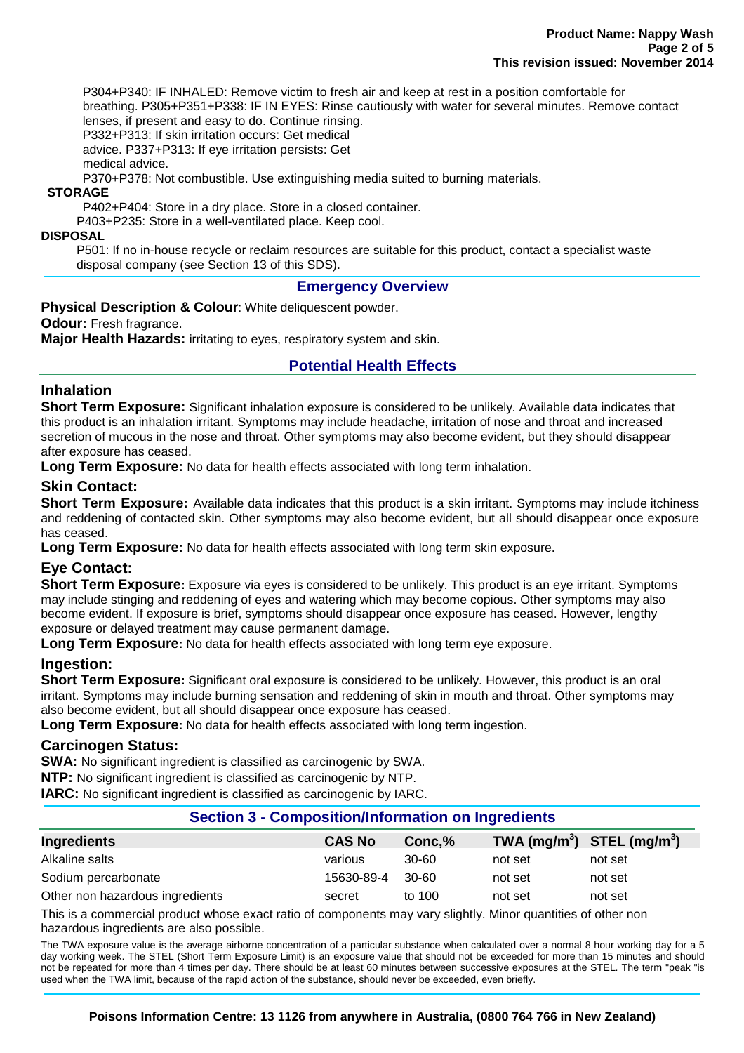P304+P340: IF INHALED: Remove victim to fresh air and keep at rest in a position comfortable for breathing. P305+P351+P338: IF IN EYES: Rinse cautiously with water for several minutes. Remove contact lenses, if present and easy to do. Continue rinsing.
P332+P313: If skin irritation occurs: Get medical advice. P337+P313: If eye irritation persists: Get medical advice.
P370+P378: Not combustible. Use extinguishing media suited to burning materials.

**STORAGE**

P402+P404: Store in a dry place. Store in a closed container.
P403+P235: Store in a well-ventilated place. Keep cool.

**DISPOSAL**

P501: If no in-house recycle or reclaim resources are suitable for this product, contact a specialist waste disposal company (see Section 13 of this SDS).

## Emergency Overview

**Physical Description & Colour**: White deliquescent powder.
**Odour:** Fresh fragrance.
**Major Health Hazards:** irritating to eyes, respiratory system and skin.

## Potential Health Effects

### Inhalation

**Short Term Exposure:** Significant inhalation exposure is considered to be unlikely. Available data indicates that this product is an inhalation irritant. Symptoms may include headache, irritation of nose and throat and increased secretion of mucous in the nose and throat. Other symptoms may also become evident, but they should disappear after exposure has ceased.
**Long Term Exposure:** No data for health effects associated with long term inhalation.

### Skin Contact:

**Short Term Exposure:** Available data indicates that this product is a skin irritant. Symptoms may include itchiness and reddening of contacted skin. Other symptoms may also become evident, but all should disappear once exposure has ceased.
**Long Term Exposure:** No data for health effects associated with long term skin exposure.

### Eye Contact:

**Short Term Exposure:** Exposure via eyes is considered to be unlikely. This product is an eye irritant. Symptoms may include stinging and reddening of eyes and watering which may become copious. Other symptoms may also become evident. If exposure is brief, symptoms should disappear once exposure has ceased. However, lengthy exposure or delayed treatment may cause permanent damage.
**Long Term Exposure:** No data for health effects associated with long term eye exposure.

### Ingestion:

**Short Term Exposure:** Significant oral exposure is considered to be unlikely. However, this product is an oral irritant. Symptoms may include burning sensation and reddening of skin in mouth and throat. Other symptoms may also become evident, but all should disappear once exposure has ceased.
**Long Term Exposure:** No data for health effects associated with long term ingestion.

### Carcinogen Status:

**SWA:** No significant ingredient is classified as carcinogenic by SWA.
**NTP:** No significant ingredient is classified as carcinogenic by NTP.
**IARC:** No significant ingredient is classified as carcinogenic by IARC.

## Section 3 - Composition/Information on Ingredients

| Ingredients | CAS No | Conc,% | TWA ($mg/m^3$) | STEL ($mg/m^3$) |
|---|---|---|---|---|
| Alkaline salts | various | 30-60 | not set | not set |
| Sodium percarbonate | 15630-89-4 | 30-60 | not set | not set |
| Other non hazardous ingredients | secret | to 100 | not set | not set |

This is a commercial product whose exact ratio of components may vary slightly. Minor quantities of other non hazardous ingredients are also possible.

The TWA exposure value is the average airborne concentration of a particular substance when calculated over a normal 8 hour working day for a 5 day working week. The STEL (Short Term Exposure Limit) is an exposure value that should not be exceeded for more than 15 minutes and should not be repeated for more than 4 times per day. There should be at least 60 minutes between successive exposures at the STEL. The term "peak "is used when the TWA limit, because of the rapid action of the substance, should never be exceeded, even briefly.

**Poisons Information Centre: 13 1126 from anywhere in Australia, (0800 764 766 in New Zealand)**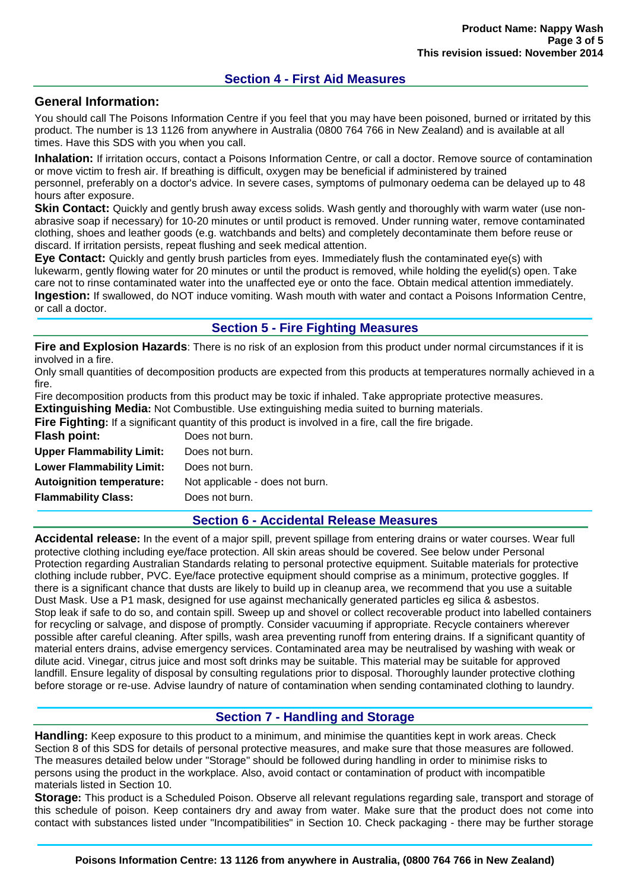## Section 4 - First Aid Measures

### General Information:

You should call The Poisons Information Centre if you feel that you may have been poisoned, burned or irritated by this product. The number is 13 1126 from anywhere in Australia (0800 764 766 in New Zealand) and is available at all times. Have this SDS with you when you call.

**Inhalation:** If irritation occurs, contact a Poisons Information Centre, or call a doctor. Remove source of contamination or move victim to fresh air. If breathing is difficult, oxygen may be beneficial if administered by trained personnel, preferably on a doctor's advice. In severe cases, symptoms of pulmonary oedema can be delayed up to 48 hours after exposure.

**Skin Contact:** Quickly and gently brush away excess solids. Wash gently and thoroughly with warm water (use non-abrasive soap if necessary) for 10-20 minutes or until product is removed. Under running water, remove contaminated clothing, shoes and leather goods (e.g. watchbands and belts) and completely decontaminate them before reuse or discard. If irritation persists, repeat flushing and seek medical attention.

**Eye Contact:** Quickly and gently brush particles from eyes. Immediately flush the contaminated eye(s) with lukewarm, gently flowing water for 20 minutes or until the product is removed, while holding the eyelid(s) open. Take care not to rinse contaminated water into the unaffected eye or onto the face. Obtain medical attention immediately.

**Ingestion:** If swallowed, do NOT induce vomiting. Wash mouth with water and contact a Poisons Information Centre, or call a doctor.

## Section 5 - Fire Fighting Measures

**Fire and Explosion Hazards**: There is no risk of an explosion from this product under normal circumstances if it is involved in a fire.

Only small quantities of decomposition products are expected from this products at temperatures normally achieved in a fire.

Fire decomposition products from this product may be toxic if inhaled. Take appropriate protective measures.

**Extinguishing Media:** Not Combustible. Use extinguishing media suited to burning materials.

**Fire Fighting:** If a significant quantity of this product is involved in a fire, call the fire brigade.

| | |
|---|---|
| **Flash point:** | Does not burn. |
| **Upper Flammability Limit:** | Does not burn. |
| **Lower Flammability Limit:** | Does not burn. |
| **Autoignition temperature:** | Not applicable - does not burn. |
| **Flammability Class:** | Does not burn. |

## Section 6 - Accidental Release Measures

**Accidental release:** In the event of a major spill, prevent spillage from entering drains or water courses. Wear full protective clothing including eye/face protection. All skin areas should be covered. See below under Personal Protection regarding Australian Standards relating to personal protective equipment. Suitable materials for protective clothing include rubber, PVC. Eye/face protective equipment should comprise as a minimum, protective goggles. If there is a significant chance that dusts are likely to build up in cleanup area, we recommend that you use a suitable Dust Mask. Use a P1 mask, designed for use against mechanically generated particles eg silica & asbestos. Stop leak if safe to do so, and contain spill. Sweep up and shovel or collect recoverable product into labelled containers for recycling or salvage, and dispose of promptly. Consider vacuuming if appropriate. Recycle containers wherever possible after careful cleaning. After spills, wash area preventing runoff from entering drains. If a significant quantity of material enters drains, advise emergency services. Contaminated area may be neutralised by washing with weak or dilute acid. Vinegar, citrus juice and most soft drinks may be suitable. This material may be suitable for approved landfill. Ensure legality of disposal by consulting regulations prior to disposal. Thoroughly launder protective clothing before storage or re-use. Advise laundry of nature of contamination when sending contaminated clothing to laundry.

## Section 7 - Handling and Storage

**Handling:** Keep exposure to this product to a minimum, and minimise the quantities kept in work areas. Check Section 8 of this SDS for details of personal protective measures, and make sure that those measures are followed. The measures detailed below under "Storage" should be followed during handling in order to minimise risks to persons using the product in the workplace. Also, avoid contact or contamination of product with incompatible materials listed in Section 10.

**Storage:** This product is a Scheduled Poison. Observe all relevant regulations regarding sale, transport and storage of this schedule of poison. Keep containers dry and away from water. Make sure that the product does not come into contact with substances listed under "Incompatibilities" in Section 10. Check packaging - there may be further storage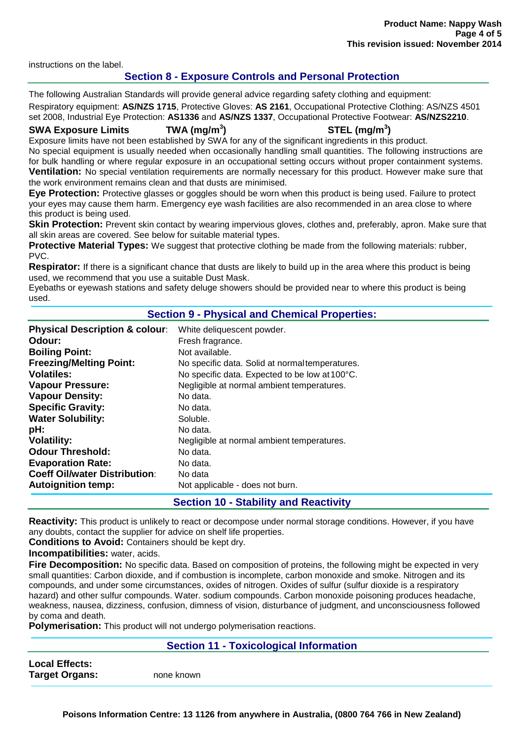instructions on the label.

## Section 8 - Exposure Controls and Personal Protection

The following Australian Standards will provide general advice regarding safety clothing and equipment:

Respiratory equipment: **AS/NZS 1715**, Protective Gloves: **AS 2161**, Occupational Protective Clothing: AS/NZS 4501 set 2008, Industrial Eye Protection: **AS1336** and **AS/NZS 1337**, Occupational Protective Footwear: **AS/NZS2210**.

**SWA Exposure Limits** **TWA ($mg/m^3$)** **STEL ($mg/m^3$)**

Exposure limits have not been established by SWA for any of the significant ingredients in this product.

No special equipment is usually needed when occasionally handling small quantities. The following instructions are for bulk handling or where regular exposure in an occupational setting occurs without proper containment systems.

**Ventilation:** No special ventilation requirements are normally necessary for this product. However make sure that the work environment remains clean and that dusts are minimised.

**Eye Protection:** Protective glasses or goggles should be worn when this product is being used. Failure to protect your eyes may cause them harm. Emergency eye wash facilities are also recommended in an area close to where this product is being used.

**Skin Protection:** Prevent skin contact by wearing impervious gloves, clothes and, preferably, apron. Make sure that all skin areas are covered. See below for suitable material types.

**Protective Material Types:** We suggest that protective clothing be made from the following materials: rubber, PVC.

**Respirator:** If there is a significant chance that dusts are likely to build up in the area where this product is being used, we recommend that you use a suitable Dust Mask.

Eyebaths or eyewash stations and safety deluge showers should be provided near to where this product is being used.

## Section 9 - Physical and Chemical Properties:

| | |
|---|---|
| **Physical Description & colour**: | White deliquescent powder. |
| **Odour:** | Fresh fragrance. |
| **Boiling Point:** | Not available. |
| **Freezing/Melting Point:** | No specific data. Solid at normal temperatures. |
| **Volatiles:** | No specific data. Expected to be low at 100°C. |
| **Vapour Pressure:** | Negligible at normal ambient temperatures. |
| **Vapour Density:** | No data. |
| **Specific Gravity:** | No data. |
| **Water Solubility:** | Soluble. |
| **pH:** | No data. |
| **Volatility:** | Negligible at normal ambient temperatures. |
| **Odour Threshold:** | No data. |
| **Evaporation Rate:** | No data. |
| **Coeff Oil/water Distribution**: | No data |
| **Autoignition temp:** | Not applicable - does not burn. |

## Section 10 - Stability and Reactivity

**Reactivity:** This product is unlikely to react or decompose under normal storage conditions. However, if you have any doubts, contact the supplier for advice on shelf life properties.

**Conditions to Avoid:** Containers should be kept dry.

**Incompatibilities:** water, acids.

**Fire Decomposition:** No specific data. Based on composition of proteins, the following might be expected in very small quantities: Carbon dioxide, and if combustion is incomplete, carbon monoxide and smoke. Nitrogen and its compounds, and under some circumstances, oxides of nitrogen. Oxides of sulfur (sulfur dioxide is a respiratory hazard) and other sulfur compounds. Water. sodium compounds. Carbon monoxide poisoning produces headache, weakness, nausea, dizziness, confusion, dimness of vision, disturbance of judgment, and unconsciousness followed by coma and death.

**Polymerisation:** This product will not undergo polymerisation reactions.

## Section 11 - Toxicological Information

**Local Effects:**

**Target Organs:** none known

**Poisons Information Centre: 13 1126 from anywhere in Australia, (0800 764 766 in New Zealand)**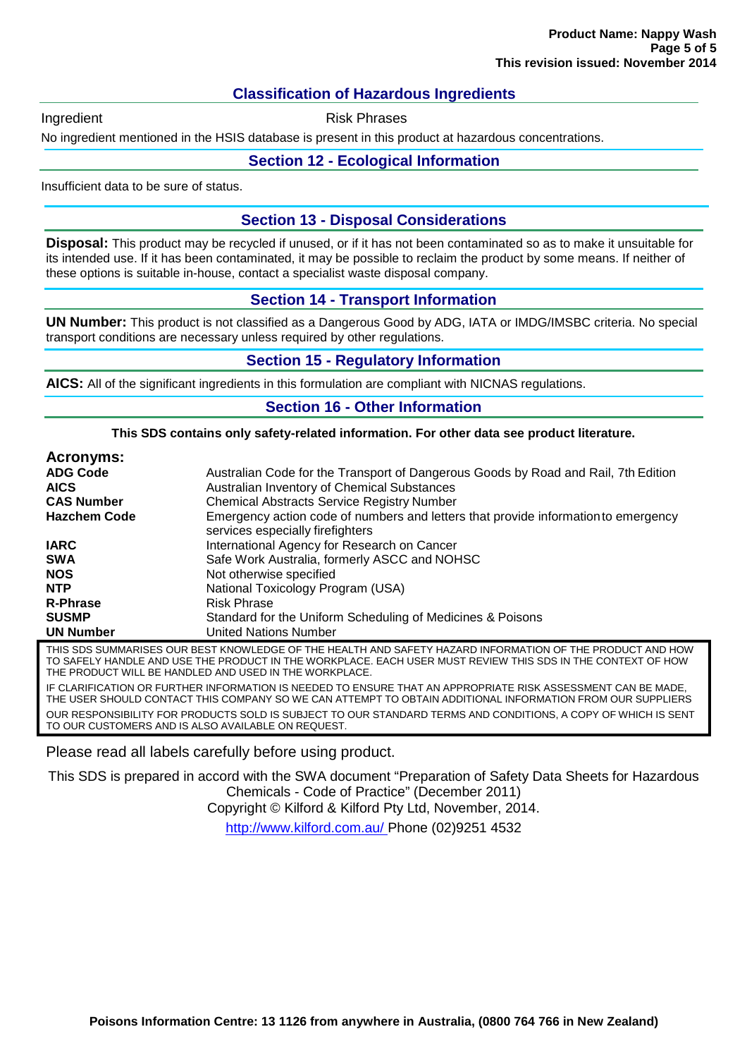## Classification of Hazardous Ingredients

Ingredient Risk Phrases

No ingredient mentioned in the HSIS database is present in this product at hazardous concentrations.

## Section 12 - Ecological Information

Insufficient data to be sure of status.

## Section 13 - Disposal Considerations

**Disposal:** This product may be recycled if unused, or if it has not been contaminated so as to make it unsuitable for its intended use. If it has been contaminated, it may be possible to reclaim the product by some means. If neither of these options is suitable in-house, contact a specialist waste disposal company.

## Section 14 - Transport Information

**UN Number:** This product is not classified as a Dangerous Good by ADG, IATA or IMDG/IMSBC criteria. No special transport conditions are necessary unless required by other regulations.

## Section 15 - Regulatory Information

**AICS:** All of the significant ingredients in this formulation are compliant with NICNAS regulations.

## Section 16 - Other Information

**This SDS contains only safety-related information. For other data see product literature.**

**Acronyms:**

| | |
|---|---|
| **ADG Code** | Australian Code for the Transport of Dangerous Goods by Road and Rail, 7th Edition |
| **AICS** | Australian Inventory of Chemical Substances |
| **CAS Number** | Chemical Abstracts Service Registry Number |
| **Hazchem Code** | Emergency action code of numbers and letters that provide information to emergency services especially firefighters |
| **IARC** | International Agency for Research on Cancer |
| **SWA** | Safe Work Australia, formerly ASCC and NOHSC |
| **NOS** | Not otherwise specified |
| **NTP** | National Toxicology Program (USA) |
| **R-Phrase** | Risk Phrase |
| **SUSMP** | Standard for the Uniform Scheduling of Medicines & Poisons |
| **UN Number** | United Nations Number |

THIS SDS SUMMARISES OUR BEST KNOWLEDGE OF THE HEALTH AND SAFETY HAZARD INFORMATION OF THE PRODUCT AND HOW TO SAFELY HANDLE AND USE THE PRODUCT IN THE WORKPLACE. EACH USER MUST REVIEW THIS SDS IN THE CONTEXT OF HOW THE PRODUCT WILL BE HANDLED AND USED IN THE WORKPLACE.

IF CLARIFICATION OR FURTHER INFORMATION IS NEEDED TO ENSURE THAT AN APPROPRIATE RISK ASSESSMENT CAN BE MADE, THE USER SHOULD CONTACT THIS COMPANY SO WE CAN ATTEMPT TO OBTAIN ADDITIONAL INFORMATION FROM OUR SUPPLIERS

OUR RESPONSIBILITY FOR PRODUCTS SOLD IS SUBJECT TO OUR STANDARD TERMS AND CONDITIONS, A COPY OF WHICH IS SENT TO OUR CUSTOMERS AND IS ALSO AVAILABLE ON REQUEST.

Please read all labels carefully before using product.

This SDS is prepared in accord with the SWA document "Preparation of Safety Data Sheets for Hazardous Chemicals - Code of Practice" (December 2011)

Copyright © Kilford & Kilford Pty Ltd, November, 2014.

http://www.kilford.com.au/ Phone (02)9251 4532

**Poisons Information Centre: 13 1126 from anywhere in Australia, (0800 764 766 in New Zealand)**